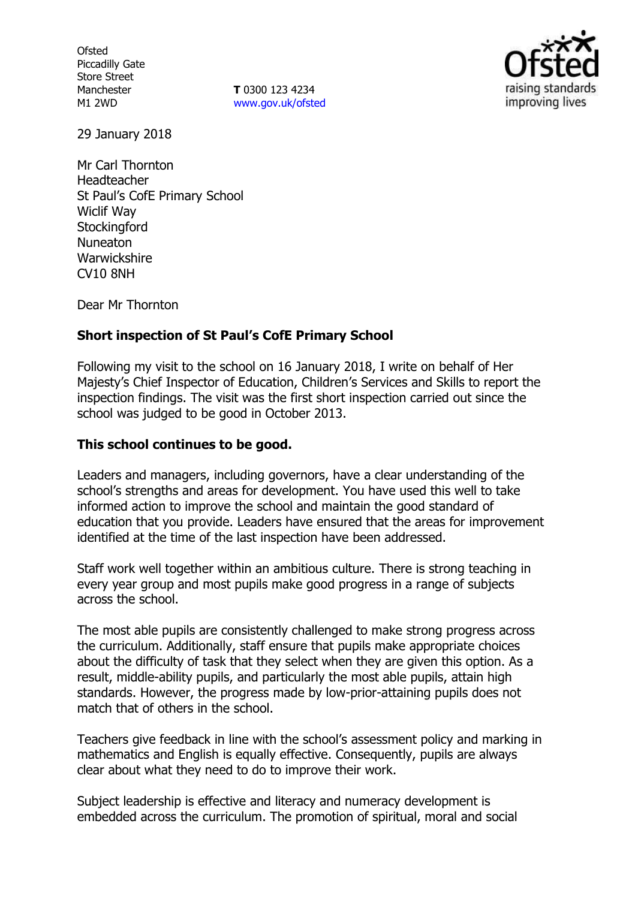Ofsted
Piccadilly Gate
Store Street
Manchester
M1 2WD

**T** 0300 123 4234
www.gov.uk/ofsted

29 January 2018

Mr Carl Thornton
Headteacher
St Paul's CofE Primary School
Wiclif Way
Stockingford
Nuneaton
Warwickshire
CV10 8NH

Dear Mr Thornton

**Short inspection of St Paul's CofE Primary School**

Following my visit to the school on 16 January 2018, I write on behalf of Her Majesty's Chief Inspector of Education, Children's Services and Skills to report the inspection findings. The visit was the first short inspection carried out since the school was judged to be good in October 2013.

**This school continues to be good.**

Leaders and managers, including governors, have a clear understanding of the school's strengths and areas for development. You have used this well to take informed action to improve the school and maintain the good standard of education that you provide. Leaders have ensured that the areas for improvement identified at the time of the last inspection have been addressed.

Staff work well together within an ambitious culture. There is strong teaching in every year group and most pupils make good progress in a range of subjects across the school.

The most able pupils are consistently challenged to make strong progress across the curriculum. Additionally, staff ensure that pupils make appropriate choices about the difficulty of task that they select when they are given this option. As a result, middle-ability pupils, and particularly the most able pupils, attain high standards. However, the progress made by low-prior-attaining pupils does not match that of others in the school.

Teachers give feedback in line with the school's assessment policy and marking in mathematics and English is equally effective. Consequently, pupils are always clear about what they need to do to improve their work.

Subject leadership is effective and literacy and numeracy development is embedded across the curriculum. The promotion of spiritual, moral and social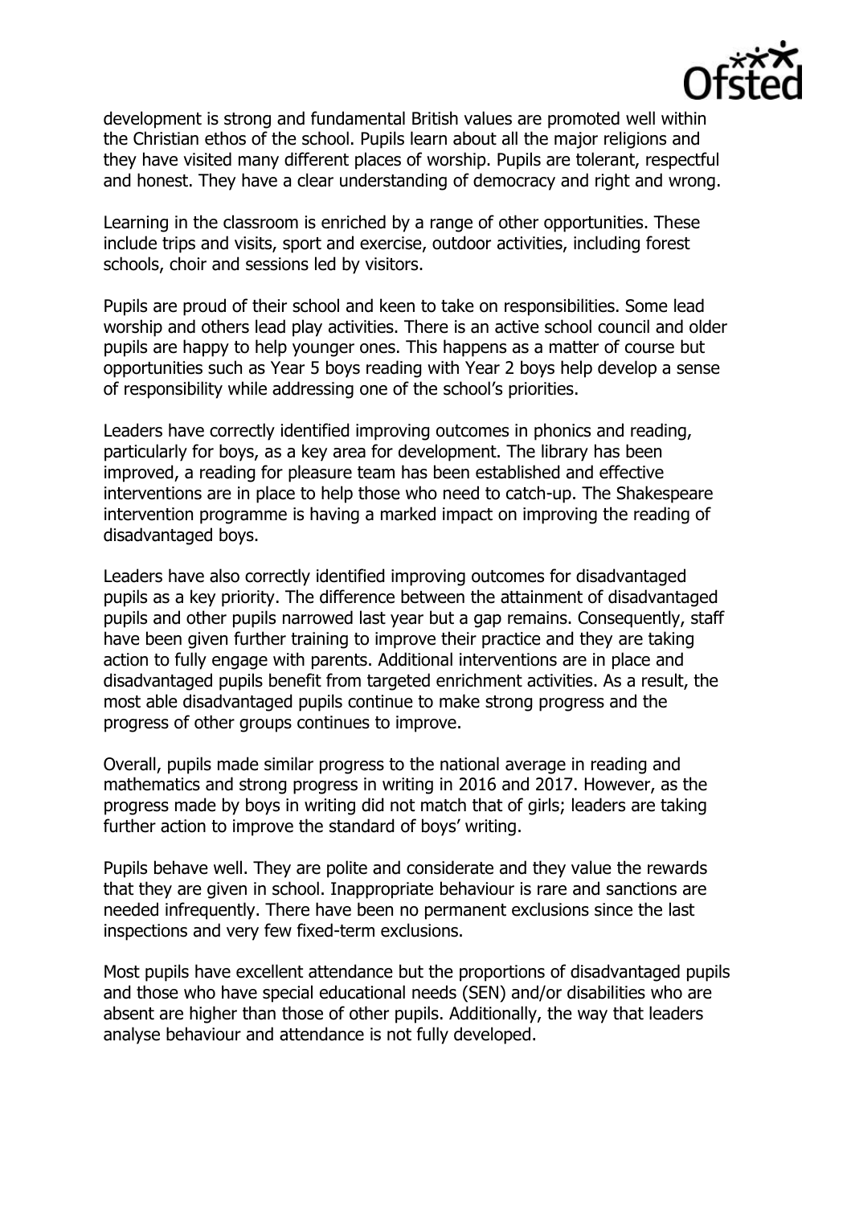development is strong and fundamental British values are promoted well within the Christian ethos of the school. Pupils learn about all the major religions and they have visited many different places of worship. Pupils are tolerant, respectful and honest. They have a clear understanding of democracy and right and wrong.

Learning in the classroom is enriched by a range of other opportunities. These include trips and visits, sport and exercise, outdoor activities, including forest schools, choir and sessions led by visitors.

Pupils are proud of their school and keen to take on responsibilities. Some lead worship and others lead play activities. There is an active school council and older pupils are happy to help younger ones. This happens as a matter of course but opportunities such as Year 5 boys reading with Year 2 boys help develop a sense of responsibility while addressing one of the school's priorities.

Leaders have correctly identified improving outcomes in phonics and reading, particularly for boys, as a key area for development. The library has been improved, a reading for pleasure team has been established and effective interventions are in place to help those who need to catch-up. The Shakespeare intervention programme is having a marked impact on improving the reading of disadvantaged boys.

Leaders have also correctly identified improving outcomes for disadvantaged pupils as a key priority. The difference between the attainment of disadvantaged pupils and other pupils narrowed last year but a gap remains. Consequently, staff have been given further training to improve their practice and they are taking action to fully engage with parents. Additional interventions are in place and disadvantaged pupils benefit from targeted enrichment activities. As a result, the most able disadvantaged pupils continue to make strong progress and the progress of other groups continues to improve.

Overall, pupils made similar progress to the national average in reading and mathematics and strong progress in writing in 2016 and 2017. However, as the progress made by boys in writing did not match that of girls; leaders are taking further action to improve the standard of boys' writing.

Pupils behave well. They are polite and considerate and they value the rewards that they are given in school. Inappropriate behaviour is rare and sanctions are needed infrequently. There have been no permanent exclusions since the last inspections and very few fixed-term exclusions.

Most pupils have excellent attendance but the proportions of disadvantaged pupils and those who have special educational needs (SEN) and/or disabilities who are absent are higher than those of other pupils. Additionally, the way that leaders analyse behaviour and attendance is not fully developed.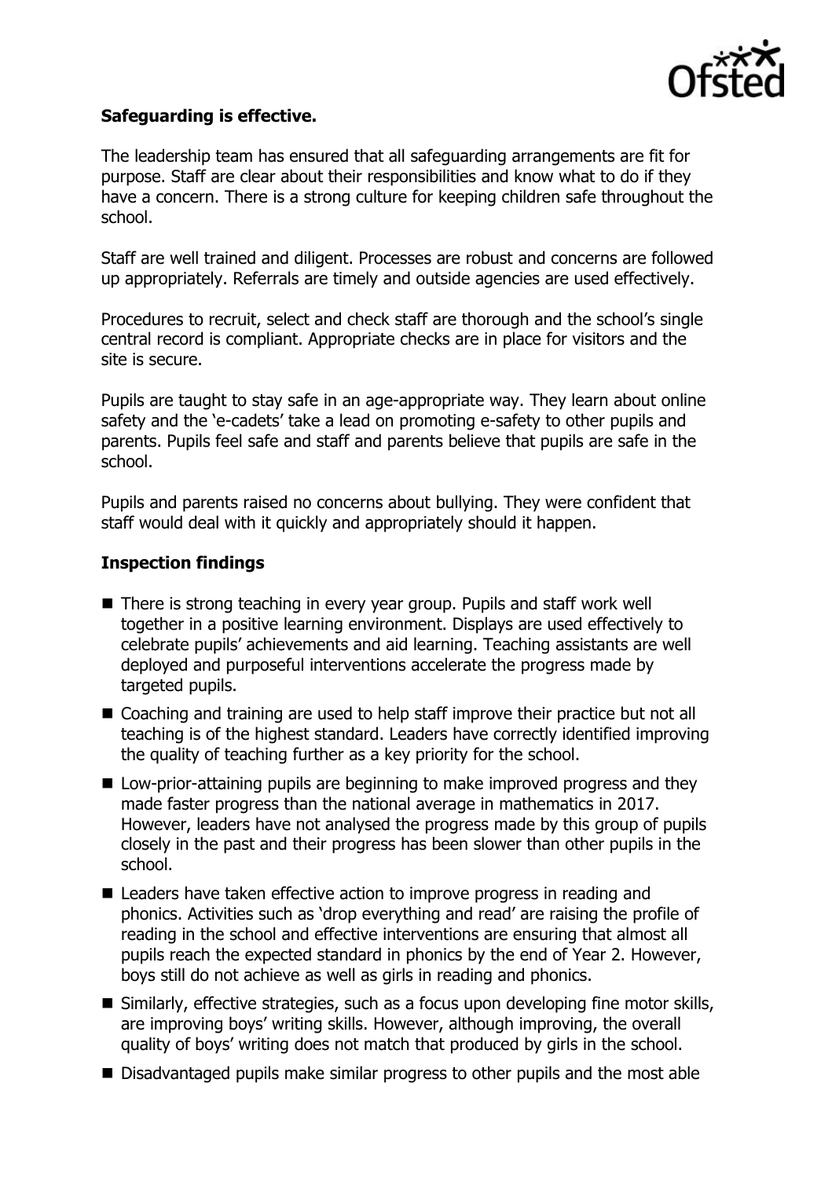**Safeguarding is effective.**

The leadership team has ensured that all safeguarding arrangements are fit for purpose. Staff are clear about their responsibilities and know what to do if they have a concern. There is a strong culture for keeping children safe throughout the school.

Staff are well trained and diligent. Processes are robust and concerns are followed up appropriately. Referrals are timely and outside agencies are used effectively.

Procedures to recruit, select and check staff are thorough and the school's single central record is compliant. Appropriate checks are in place for visitors and the site is secure.

Pupils are taught to stay safe in an age-appropriate way. They learn about online safety and the 'e-cadets' take a lead on promoting e-safety to other pupils and parents. Pupils feel safe and staff and parents believe that pupils are safe in the school.

Pupils and parents raised no concerns about bullying. They were confident that staff would deal with it quickly and appropriately should it happen.

**Inspection findings**

- There is strong teaching in every year group. Pupils and staff work well together in a positive learning environment. Displays are used effectively to celebrate pupils' achievements and aid learning. Teaching assistants are well deployed and purposeful interventions accelerate the progress made by targeted pupils.
- Coaching and training are used to help staff improve their practice but not all teaching is of the highest standard. Leaders have correctly identified improving the quality of teaching further as a key priority for the school.
- Low-prior-attaining pupils are beginning to make improved progress and they made faster progress than the national average in mathematics in 2017. However, leaders have not analysed the progress made by this group of pupils closely in the past and their progress has been slower than other pupils in the school.
- Leaders have taken effective action to improve progress in reading and phonics. Activities such as 'drop everything and read' are raising the profile of reading in the school and effective interventions are ensuring that almost all pupils reach the expected standard in phonics by the end of Year 2. However, boys still do not achieve as well as girls in reading and phonics.
- Similarly, effective strategies, such as a focus upon developing fine motor skills, are improving boys' writing skills. However, although improving, the overall quality of boys' writing does not match that produced by girls in the school.
- Disadvantaged pupils make similar progress to other pupils and the most able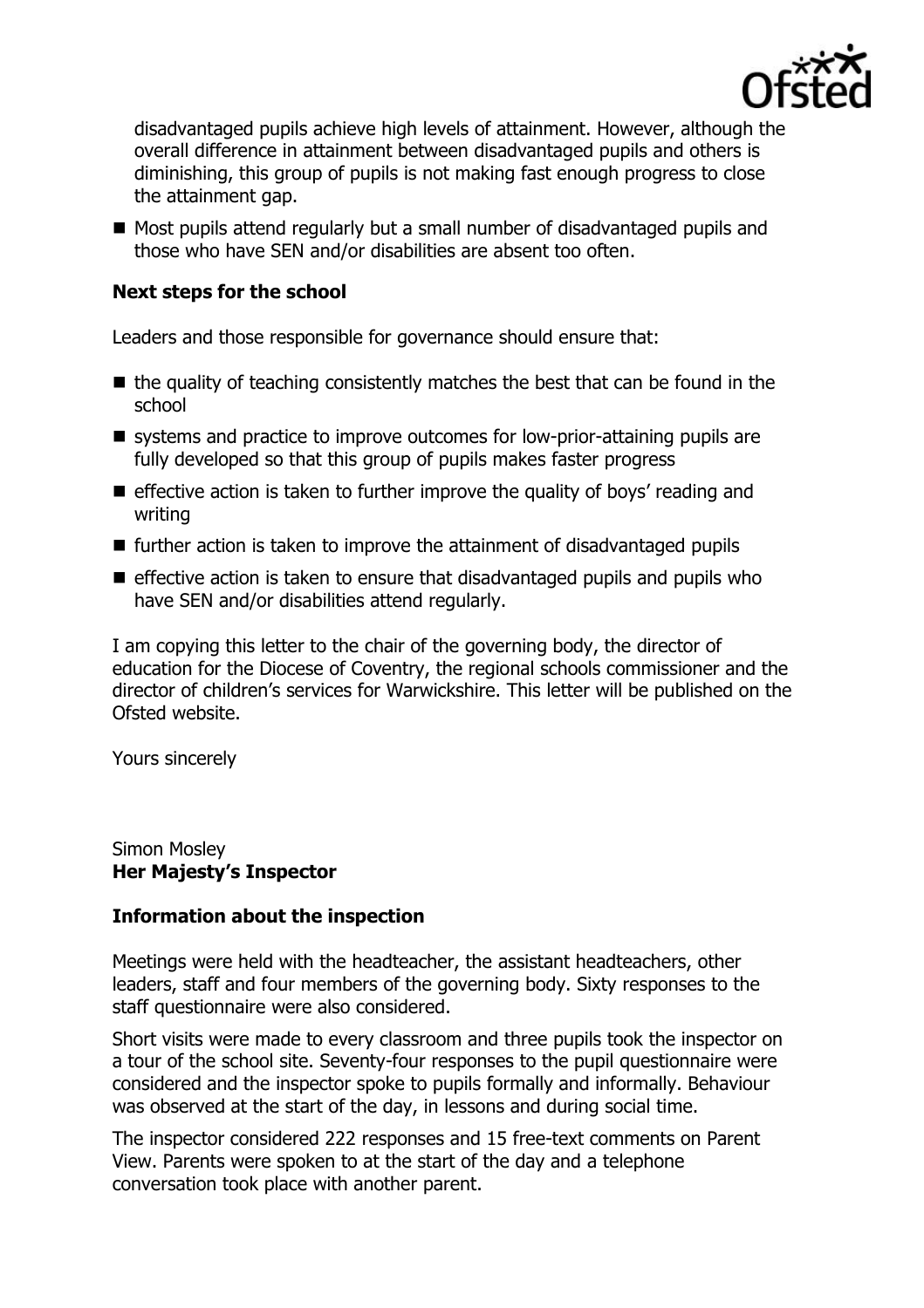disadvantaged pupils achieve high levels of attainment. However, although the overall difference in attainment between disadvantaged pupils and others is diminishing, this group of pupils is not making fast enough progress to close the attainment gap.

- Most pupils attend regularly but a small number of disadvantaged pupils and those who have SEN and/or disabilities are absent too often.

### Next steps for the school

Leaders and those responsible for governance should ensure that:

- the quality of teaching consistently matches the best that can be found in the school
- systems and practice to improve outcomes for low-prior-attaining pupils are fully developed so that this group of pupils makes faster progress
- effective action is taken to further improve the quality of boys' reading and writing
- further action is taken to improve the attainment of disadvantaged pupils
- effective action is taken to ensure that disadvantaged pupils and pupils who have SEN and/or disabilities attend regularly.

I am copying this letter to the chair of the governing body, the director of education for the Diocese of Coventry, the regional schools commissioner and the director of children's services for Warwickshire. This letter will be published on the Ofsted website.

Yours sincerely

Simon Mosley
**Her Majesty's Inspector**

### Information about the inspection

Meetings were held with the headteacher, the assistant headteachers, other leaders, staff and four members of the governing body. Sixty responses to the staff questionnaire were also considered.

Short visits were made to every classroom and three pupils took the inspector on a tour of the school site. Seventy-four responses to the pupil questionnaire were considered and the inspector spoke to pupils formally and informally. Behaviour was observed at the start of the day, in lessons and during social time.

The inspector considered 222 responses and 15 free-text comments on Parent View. Parents were spoken to at the start of the day and a telephone conversation took place with another parent.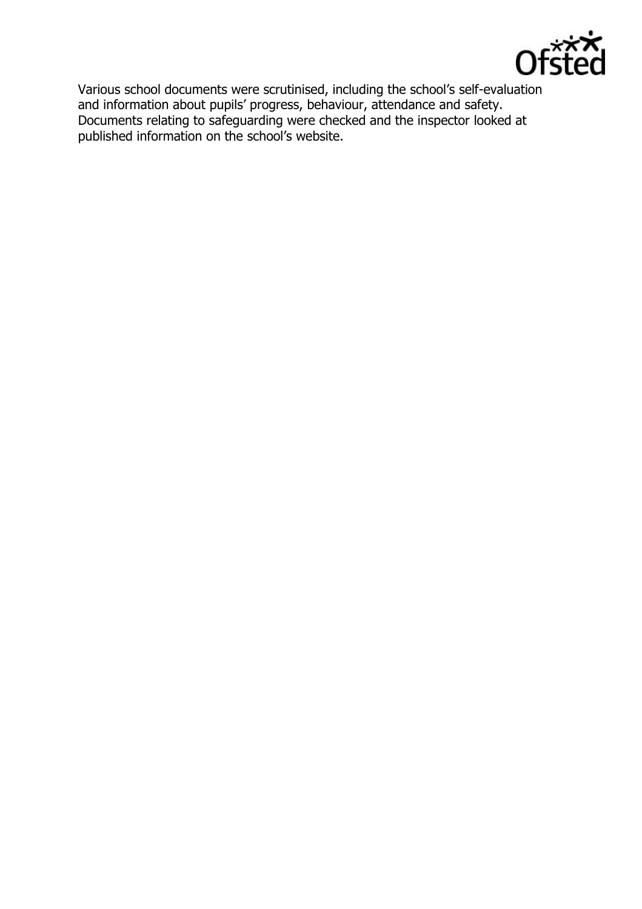Various school documents were scrutinised, including the school's self-evaluation and information about pupils' progress, behaviour, attendance and safety. Documents relating to safeguarding were checked and the inspector looked at published information on the school's website.